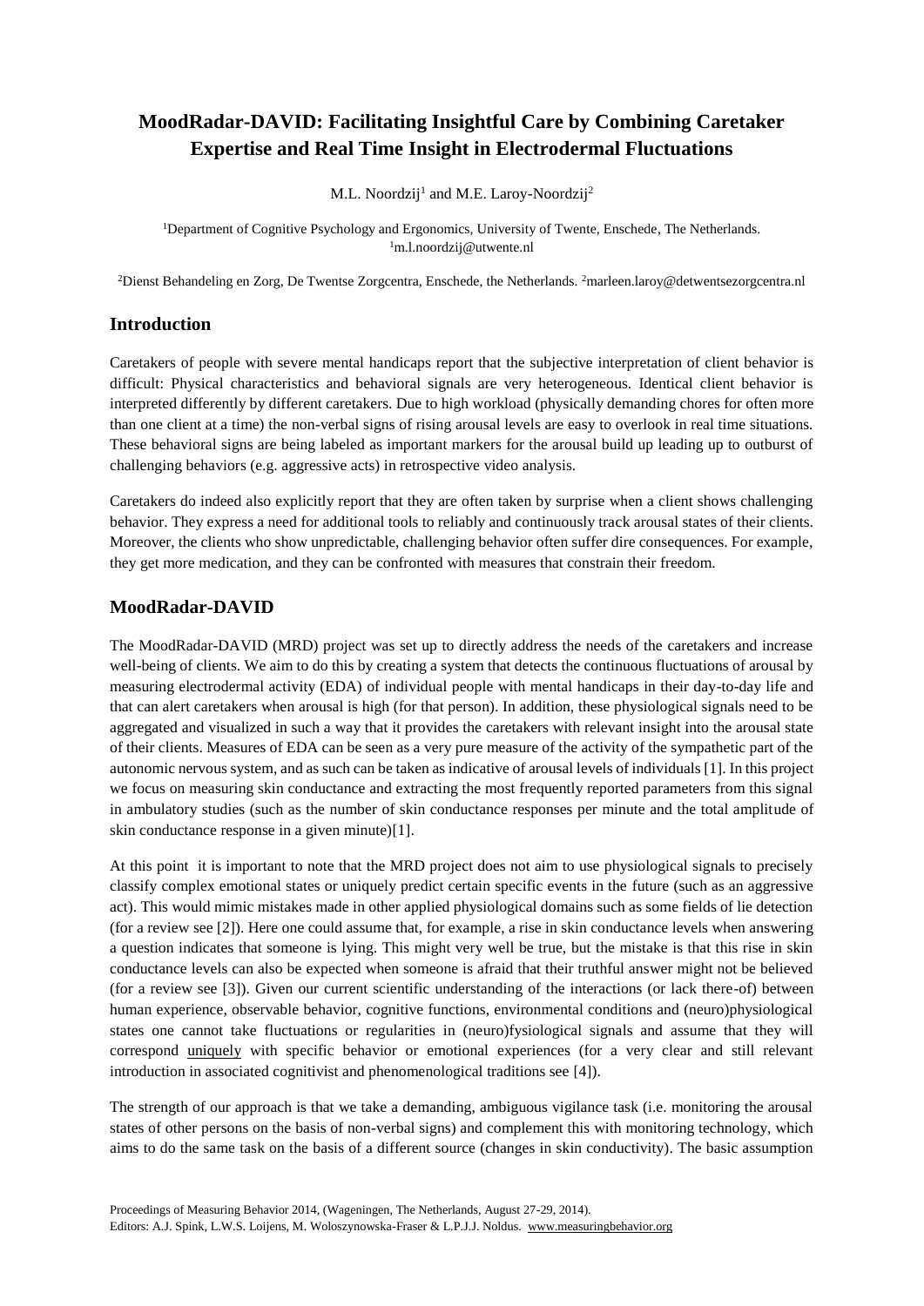# MoodRadar-DAVID: Facilitating Insightful Care by Combining Caretaker Expertise and Real Time Insight in Electrodermal Fluctuations

M.L. Noordzij[1] and M.E. Laroy-Noordzij[2]

[1]Department of Cognitive Psychology and Ergonomics, University of Twente, Enschede, The Netherlands. [1]m.l.noordzij@utwente.nl

[2]Dienst Behandeling en Zorg, De Twentse Zorgcentra, Enschede, the Netherlands. [2]marleen.laroy@detwentsezorgcentra.nl

## Introduction

Caretakers of people with severe mental handicaps report that the subjective interpretation of client behavior is difficult: Physical characteristics and behavioral signals are very heterogeneous. Identical client behavior is interpreted differently by different caretakers. Due to high workload (physically demanding chores for often more than one client at a time) the non-verbal signs of rising arousal levels are easy to overlook in real time situations. These behavioral signs are being labeled as important markers for the arousal build up leading up to outburst of challenging behaviors (e.g. aggressive acts) in retrospective video analysis.

Caretakers do indeed also explicitly report that they are often taken by surprise when a client shows challenging behavior. They express a need for additional tools to reliably and continuously track arousal states of their clients. Moreover, the clients who show unpredictable, challenging behavior often suffer dire consequences. For example, they get more medication, and they can be confronted with measures that constrain their freedom.

## MoodRadar-DAVID

The MoodRadar-DAVID (MRD) project was set up to directly address the needs of the caretakers and increase well-being of clients. We aim to do this by creating a system that detects the continuous fluctuations of arousal by measuring electrodermal activity (EDA) of individual people with mental handicaps in their day-to-day life and that can alert caretakers when arousal is high (for that person). In addition, these physiological signals need to be aggregated and visualized in such a way that it provides the caretakers with relevant insight into the arousal state of their clients. Measures of EDA can be seen as a very pure measure of the activity of the sympathetic part of the autonomic nervous system, and as such can be taken as indicative of arousal levels of individuals [1]. In this project we focus on measuring skin conductance and extracting the most frequently reported parameters from this signal in ambulatory studies (such as the number of skin conductance responses per minute and the total amplitude of skin conductance response in a given minute)[1].

At this point it is important to note that the MRD project does not aim to use physiological signals to precisely classify complex emotional states or uniquely predict certain specific events in the future (such as an aggressive act). This would mimic mistakes made in other applied physiological domains such as some fields of lie detection (for a review see [2]). Here one could assume that, for example, a rise in skin conductance levels when answering a question indicates that someone is lying. This might very well be true, but the mistake is that this rise in skin conductance levels can also be expected when someone is afraid that their truthful answer might not be believed (for a review see [3]). Given our current scientific understanding of the interactions (or lack there-of) between human experience, observable behavior, cognitive functions, environmental conditions and (neuro)physiological states one cannot take fluctuations or regularities in (neuro)fysiological signals and assume that they will correspond uniquely with specific behavior or emotional experiences (for a very clear and still relevant introduction in associated cognitivist and phenomenological traditions see [4]).

The strength of our approach is that we take a demanding, ambiguous vigilance task (i.e. monitoring the arousal states of other persons on the basis of non-verbal signs) and complement this with monitoring technology, which aims to do the same task on the basis of a different source (changes in skin conductivity). The basic assumption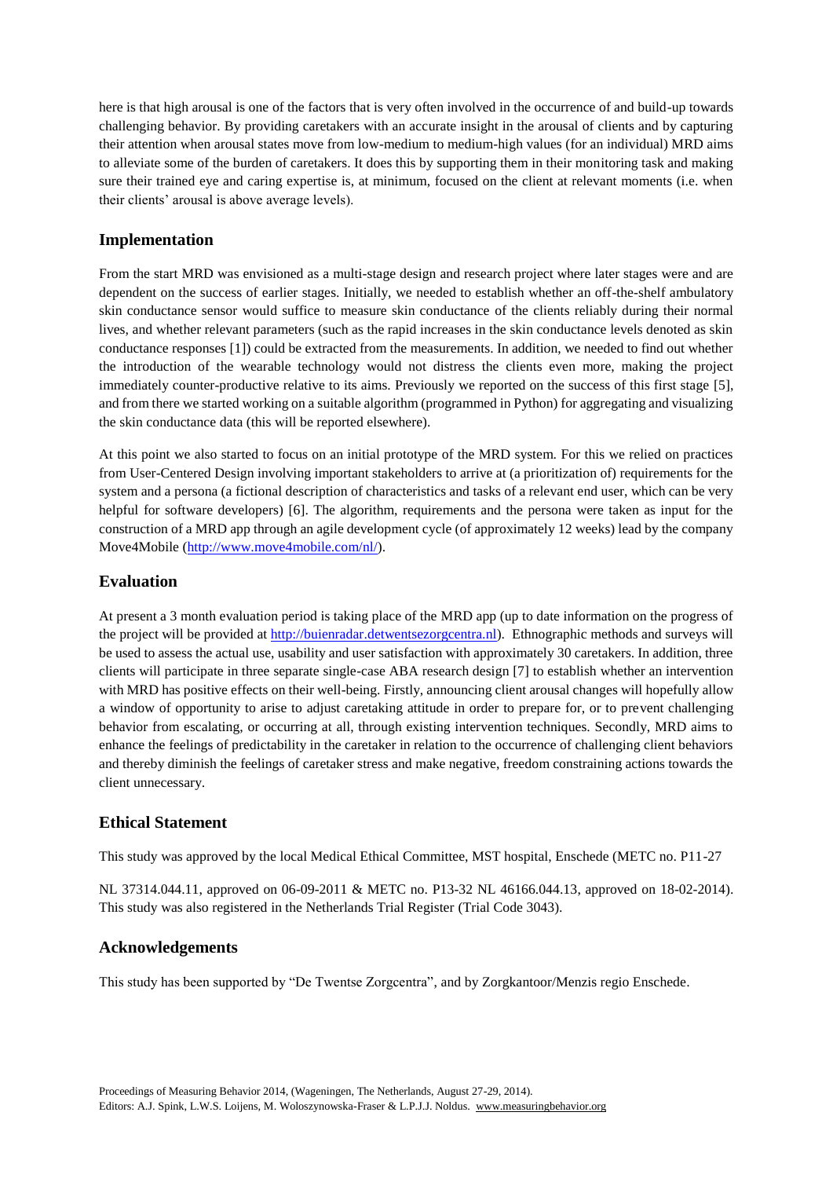here is that high arousal is one of the factors that is very often involved in the occurrence of and build-up towards challenging behavior. By providing caretakers with an accurate insight in the arousal of clients and by capturing their attention when arousal states move from low-medium to medium-high values (for an individual) MRD aims to alleviate some of the burden of caretakers. It does this by supporting them in their monitoring task and making sure their trained eye and caring expertise is, at minimum, focused on the client at relevant moments (i.e. when their clients' arousal is above average levels).

## Implementation

From the start MRD was envisioned as a multi-stage design and research project where later stages were and are dependent on the success of earlier stages. Initially, we needed to establish whether an off-the-shelf ambulatory skin conductance sensor would suffice to measure skin conductance of the clients reliably during their normal lives, and whether relevant parameters (such as the rapid increases in the skin conductance levels denoted as skin conductance responses [1]) could be extracted from the measurements. In addition, we needed to find out whether the introduction of the wearable technology would not distress the clients even more, making the project immediately counter-productive relative to its aims. Previously we reported on the success of this first stage [5], and from there we started working on a suitable algorithm (programmed in Python) for aggregating and visualizing the skin conductance data (this will be reported elsewhere).

At this point we also started to focus on an initial prototype of the MRD system. For this we relied on practices from User-Centered Design involving important stakeholders to arrive at (a prioritization of) requirements for the system and a persona (a fictional description of characteristics and tasks of a relevant end user, which can be very helpful for software developers) [6]. The algorithm, requirements and the persona were taken as input for the construction of a MRD app through an agile development cycle (of approximately 12 weeks) lead by the company Move4Mobile (http://www.move4mobile.com/nl/).

## Evaluation

At present a 3 month evaluation period is taking place of the MRD app (up to date information on the progress of the project will be provided at http://buienradar.detwentsezorgcentra.nl). Ethnographic methods and surveys will be used to assess the actual use, usability and user satisfaction with approximately 30 caretakers. In addition, three clients will participate in three separate single-case ABA research design [7] to establish whether an intervention with MRD has positive effects on their well-being. Firstly, announcing client arousal changes will hopefully allow a window of opportunity to arise to adjust caretaking attitude in order to prepare for, or to prevent challenging behavior from escalating, or occurring at all, through existing intervention techniques. Secondly, MRD aims to enhance the feelings of predictability in the caretaker in relation to the occurrence of challenging client behaviors and thereby diminish the feelings of caretaker stress and make negative, freedom constraining actions towards the client unnecessary.

## Ethical Statement

This study was approved by the local Medical Ethical Committee, MST hospital, Enschede (METC no. P11-27

NL 37314.044.11, approved on 06-09-2011 & METC no. P13-32 NL 46166.044.13, approved on 18-02-2014). This study was also registered in the Netherlands Trial Register (Trial Code 3043).

## Acknowledgements

This study has been supported by "De Twentse Zorgcentra", and by Zorgkantoor/Menzis regio Enschede.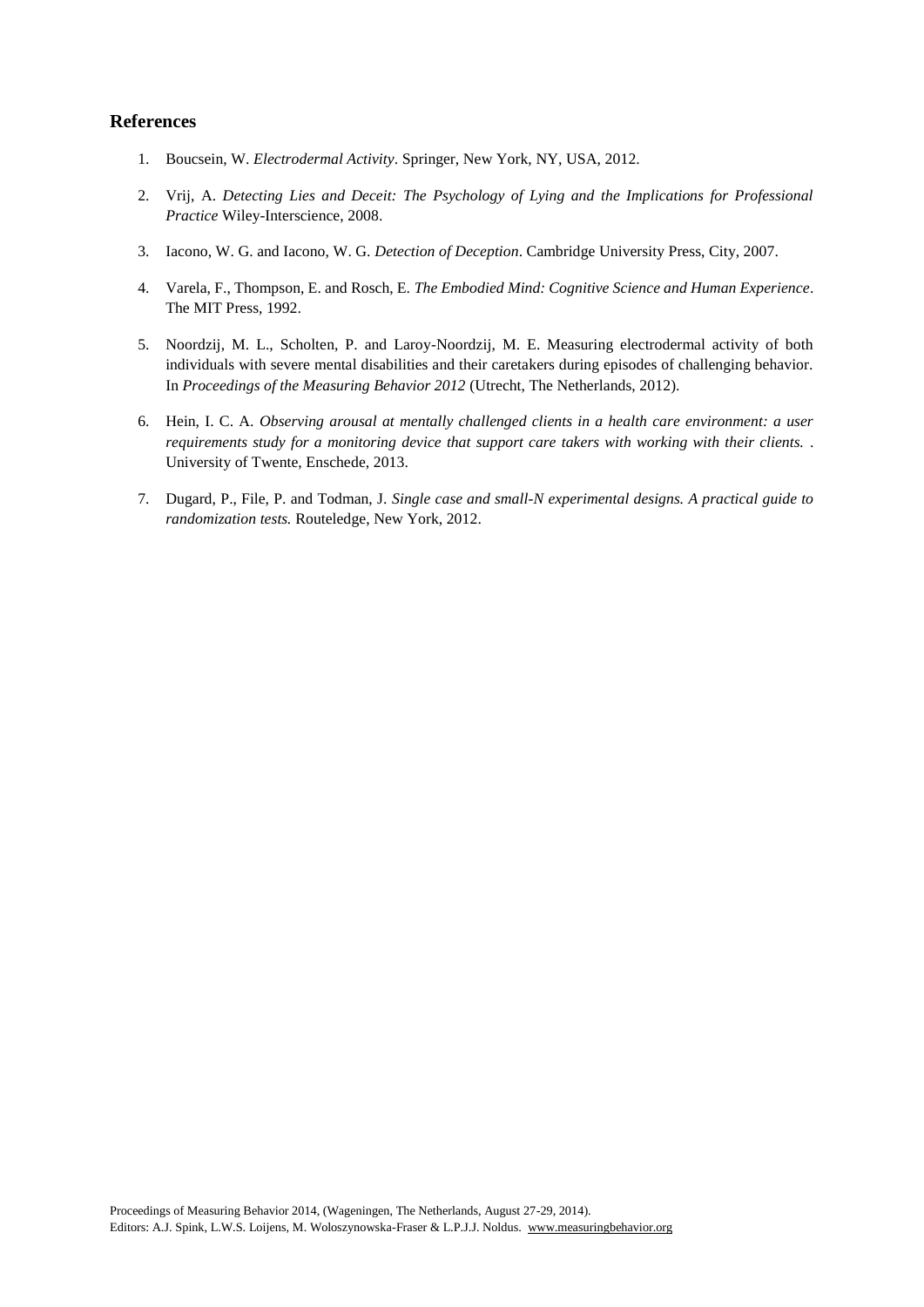## References

1. Boucsein, W. *Electrodermal Activity*. Springer, New York, NY, USA, 2012.
2. Vrij, A. *Detecting Lies and Deceit: The Psychology of Lying and the Implications for Professional Practice* Wiley-Interscience, 2008.
3. Iacono, W. G. and Iacono, W. G. *Detection of Deception*. Cambridge University Press, City, 2007.
4. Varela, F., Thompson, E. and Rosch, E. *The Embodied Mind: Cognitive Science and Human Experience*. The MIT Press, 1992.
5. Noordzij, M. L., Scholten, P. and Laroy-Noordzij, M. E. Measuring electrodermal activity of both individuals with severe mental disabilities and their caretakers during episodes of challenging behavior. In *Proceedings of the Measuring Behavior 2012* (Utrecht, The Netherlands, 2012).
6. Hein, I. C. A. *Observing arousal at mentally challenged clients in a health care environment: a user requirements study for a monitoring device that support care takers with working with their clients.* . University of Twente, Enschede, 2013.
7. Dugard, P., File, P. and Todman, J. *Single case and small-N experimental designs. A practical guide to randomization tests.* Routeledge, New York, 2012.